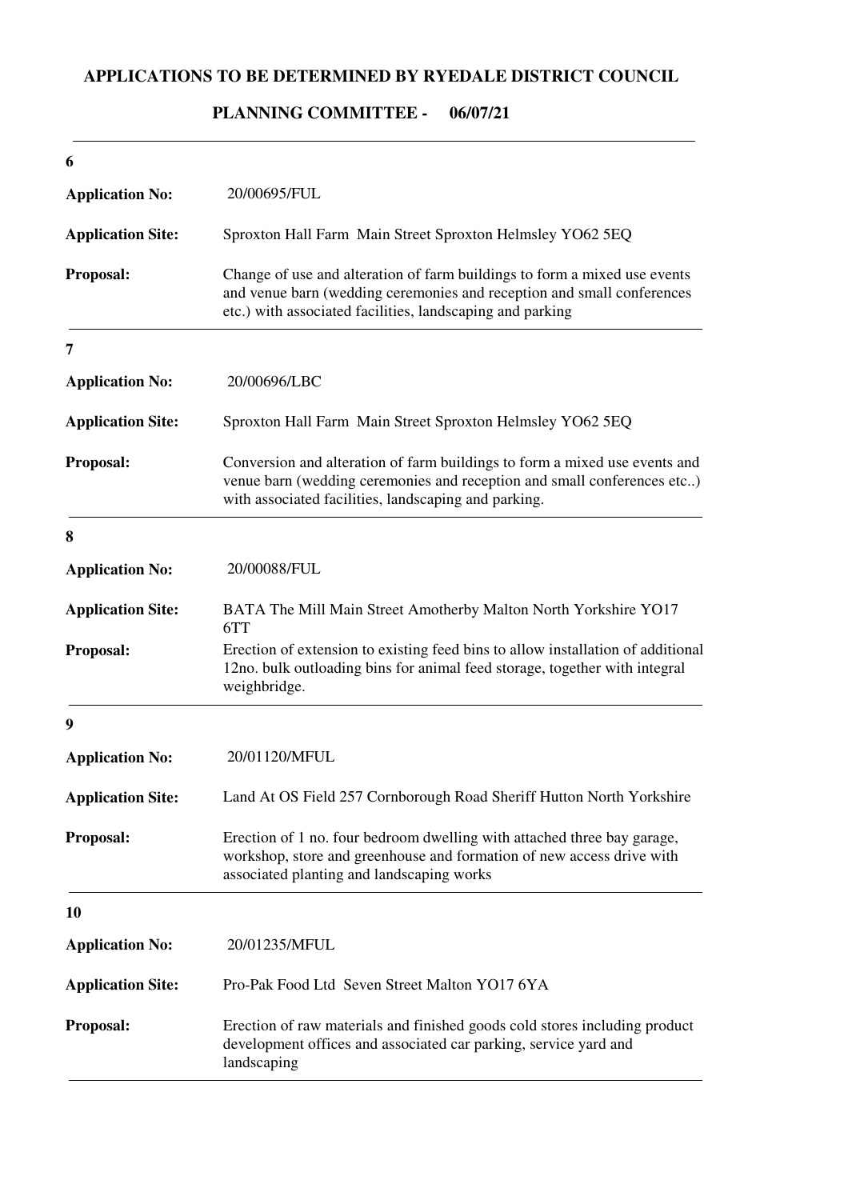# APPLICATIONS TO BE DETERMINED BY RYEDALE DISTRICT COUNCIL

## PLANNING COMMITTEE - 06/07/21

---

**6**

**Application No:** 20/00695/FUL

**Application Site:** Sproxton Hall Farm Main Street Sproxton Helmsley YO62 5EQ

**Proposal:** Change of use and alteration of farm buildings to form a mixed use events and venue barn (wedding ceremonies and reception and small conferences etc.) with associated facilities, landscaping and parking

---

**7**

**Application No:** 20/00696/LBC

**Application Site:** Sproxton Hall Farm Main Street Sproxton Helmsley YO62 5EQ

**Proposal:** Conversion and alteration of farm buildings to form a mixed use events and venue barn (wedding ceremonies and reception and small conferences etc..) with associated facilities, landscaping and parking.

---

**8**

**Application No:** 20/00088/FUL

**Application Site:** BATA The Mill Main Street Amotherby Malton North Yorkshire YO17 6TT

**Proposal:** Erection of extension to existing feed bins to allow installation of additional 12no. bulk outloading bins for animal feed storage, together with integral weighbridge.

---

**9**

**Application No:** 20/01120/MFUL

**Application Site:** Land At OS Field 257 Cornborough Road Sheriff Hutton North Yorkshire

**Proposal:** Erection of 1 no. four bedroom dwelling with attached three bay garage, workshop, store and greenhouse and formation of new access drive with associated planting and landscaping works

---

**10**

**Application No:** 20/01235/MFUL

**Application Site:** Pro-Pak Food Ltd Seven Street Malton YO17 6YA

**Proposal:** Erection of raw materials and finished goods cold stores including product development offices and associated car parking, service yard and landscaping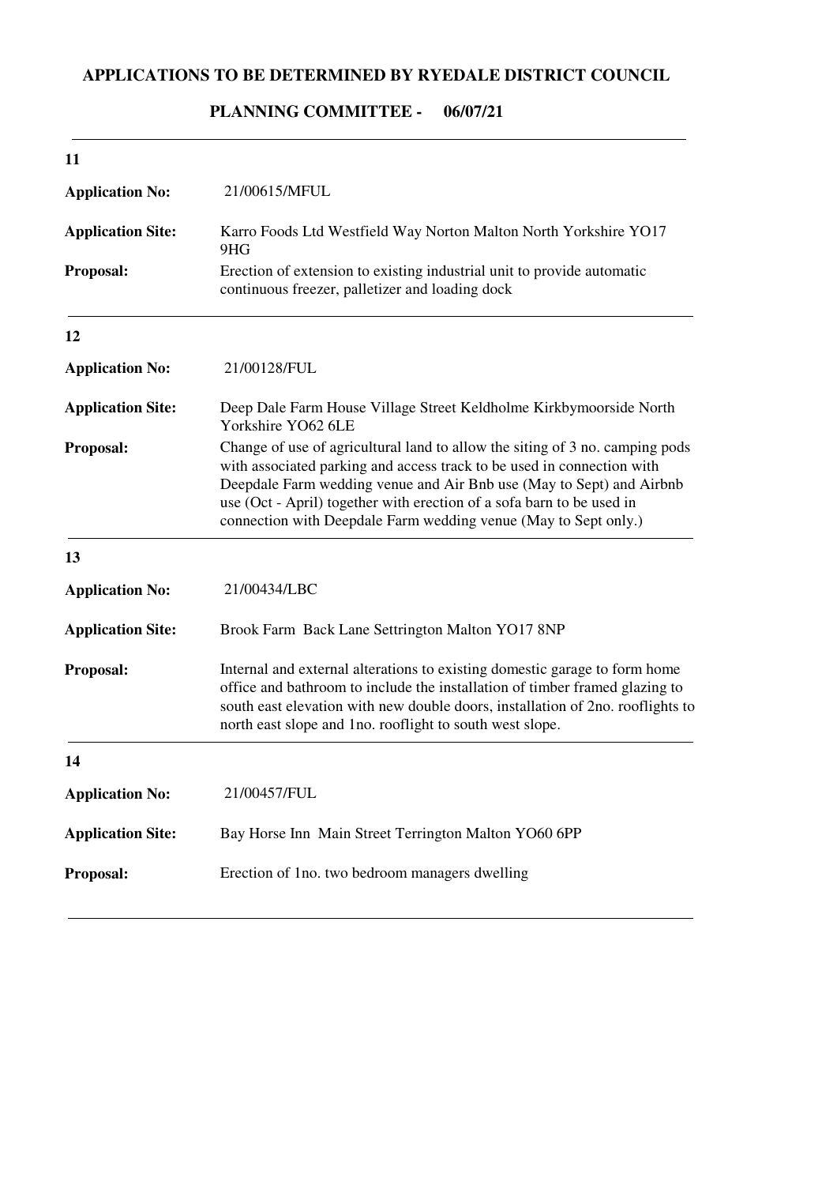**APPLICATIONS TO BE DETERMINED BY RYEDALE DISTRICT COUNCIL**

**PLANNING COMMITTEE - 06/07/21**

---

**11**

| | |
|---|---|
| **Application No:** | 21/00615/MFUL |
| **Application Site:** | Karro Foods Ltd Westfield Way Norton Malton North Yorkshire YO17 9HG |
| **Proposal:** | Erection of extension to existing industrial unit to provide automatic continuous freezer, palletizer and loading dock |

---

**12**

| | |
|---|---|
| **Application No:** | 21/00128/FUL |
| **Application Site:** | Deep Dale Farm House Village Street Keldholme Kirkbymoorside North Yorkshire YO62 6LE |
| **Proposal:** | Change of use of agricultural land to allow the siting of 3 no. camping pods with associated parking and access track to be used in connection with Deepdale Farm wedding venue and Air Bnb use (May to Sept) and Airbnb use (Oct - April) together with erection of a sofa barn to be used in connection with Deepdale Farm wedding venue (May to Sept only.) |

---

**13**

| | |
|---|---|
| **Application No:** | 21/00434/LBC |
| **Application Site:** | Brook Farm Back Lane Settrington Malton YO17 8NP |
| **Proposal:** | Internal and external alterations to existing domestic garage to form home office and bathroom to include the installation of timber framed glazing to south east elevation with new double doors, installation of 2no. rooflights to north east slope and 1no. rooflight to south west slope. |

---

**14**

| | |
|---|---|
| **Application No:** | 21/00457/FUL |
| **Application Site:** | Bay Horse Inn Main Street Terrington Malton YO60 6PP |
| **Proposal:** | Erection of 1no. two bedroom managers dwelling |